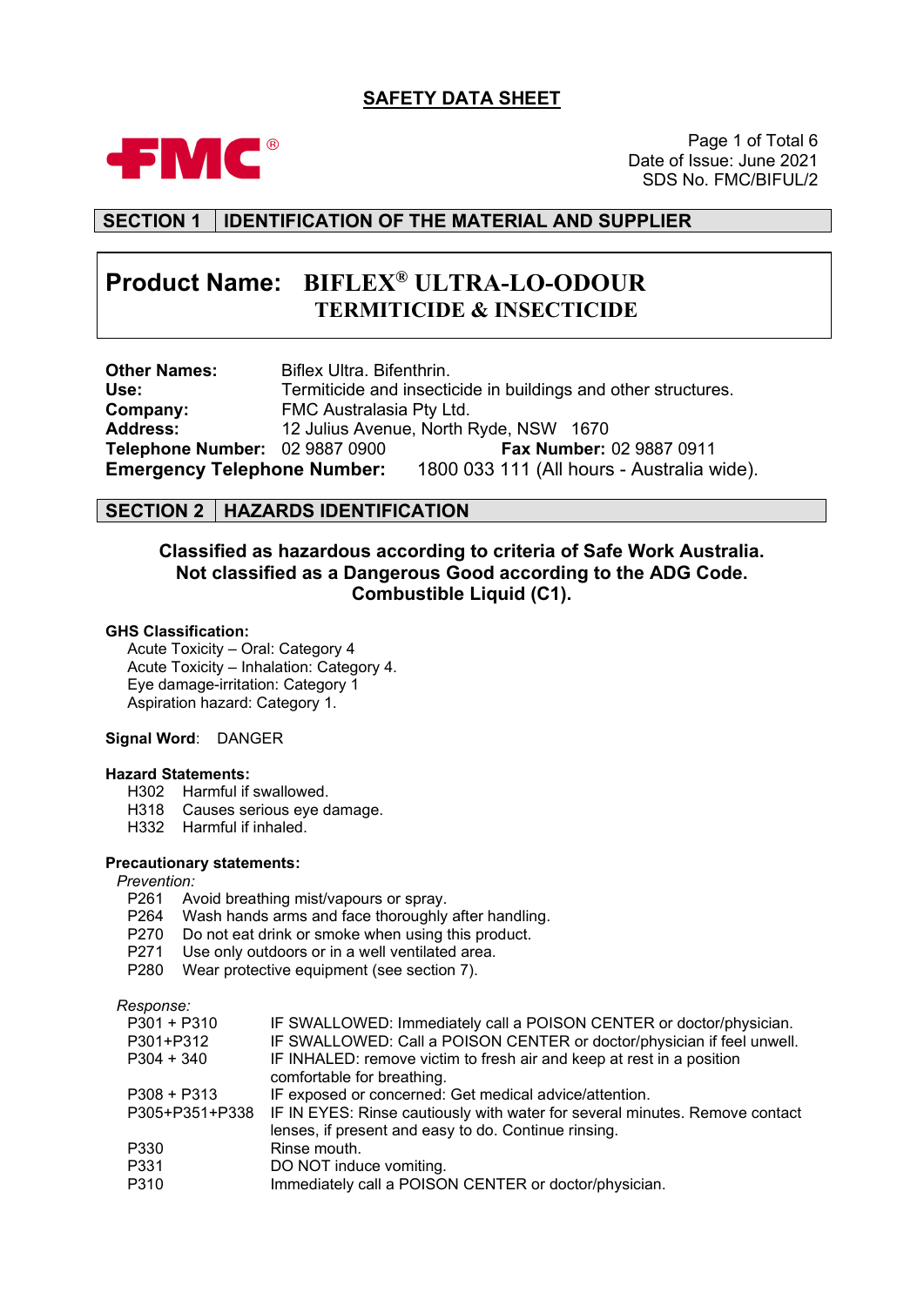# SAFETY DATA SHEET

Date of Issue: June 2021
SDS No. FMC/BIFUL/2

## SECTION 1 IDENTIFICATION OF THE MATERIAL AND SUPPLIER

**Product Name: BIFLEX® ULTRA-LO-ODOUR TERMITICIDE & INSECTICIDE**

**Other Names:** Biflex Ultra. Bifenthrin.
**Use:** Termiticide and insecticide in buildings and other structures.
**Company:** FMC Australasia Pty Ltd.
**Address:** 12 Julius Avenue, North Ryde, NSW 1670
**Telephone Number:** 02 9887 0900 **Fax Number:** 02 9887 0911
**Emergency Telephone Number:** 1800 033 111 (All hours - Australia wide).

## SECTION 2 HAZARDS IDENTIFICATION

**Classified as hazardous according to criteria of Safe Work Australia.**
**Not classified as a Dangerous Good according to the ADG Code.**
**Combustible Liquid (C1).**

**GHS Classification:**

- Acute Toxicity – Oral: Category 4
- Acute Toxicity – Inhalation: Category 4.
- Eye damage-irritation: Category 1
- Aspiration hazard: Category 1.

**Signal Word**: DANGER

**Hazard Statements:**

- H302 Harmful if swallowed.
- H318 Causes serious eye damage.
- H332 Harmful if inhaled.

**Precautionary statements:**

*Prevention:*

- P261 Avoid breathing mist/vapours or spray.
- P264 Wash hands arms and face thoroughly after handling.
- P270 Do not eat drink or smoke when using this product.
- P271 Use only outdoors or in a well ventilated area.
- P280 Wear protective equipment (see section 7).

*Response:*

| | |
|---|---|
| P301 + P310 | IF SWALLOWED: Immediately call a POISON CENTER or doctor/physician. |
| P301+P312 | IF SWALLOWED: Call a POISON CENTER or doctor/physician if feel unwell. |
| P304 + 340 | IF INHALED: remove victim to fresh air and keep at rest in a position comfortable for breathing. |
| P308 + P313 | IF exposed or concerned: Get medical advice/attention. |
| P305+P351+P338 | IF IN EYES: Rinse cautiously with water for several minutes. Remove contact lenses, if present and easy to do. Continue rinsing. |
| P330 | Rinse mouth. |
| P331 | DO NOT induce vomiting. |
| P310 | Immediately call a POISON CENTER or doctor/physician. |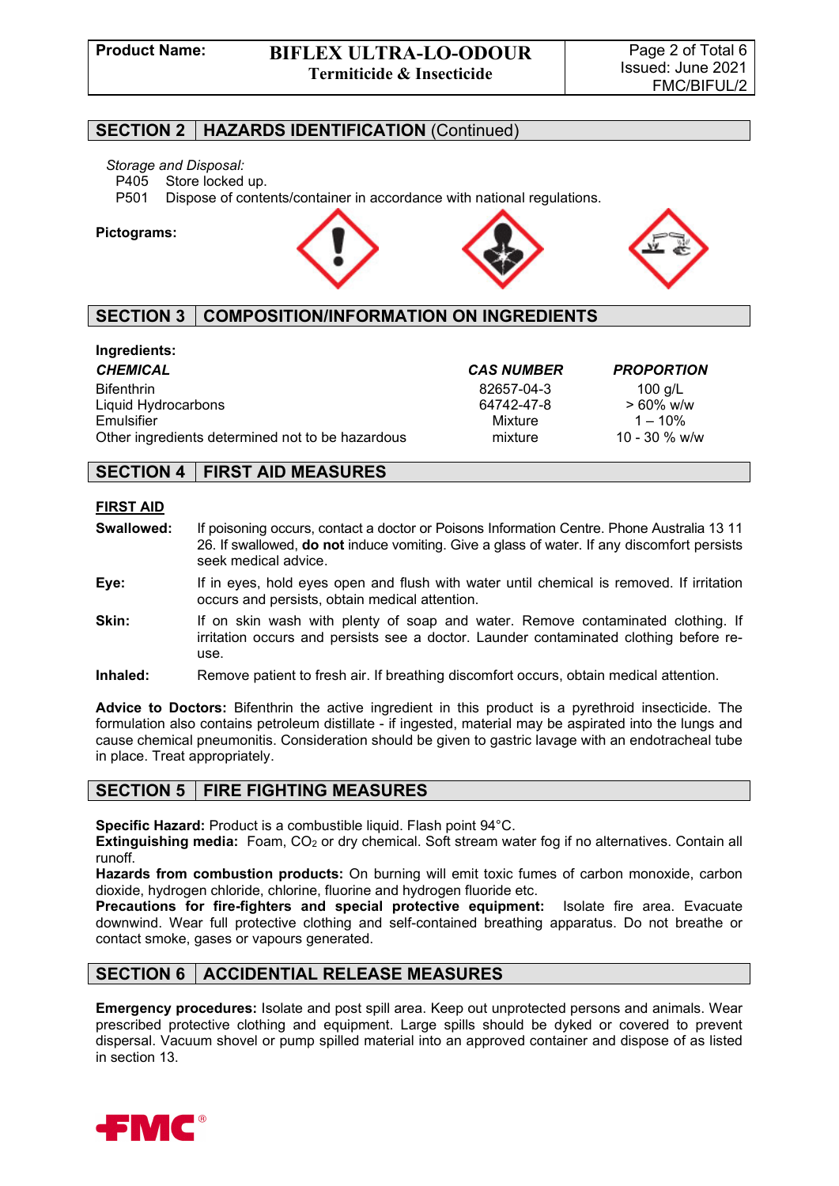## SECTION 2 HAZARDS IDENTIFICATION (Continued)

*Storage and Disposal:*

P405 Store locked up.
P501 Dispose of contents/container in accordance with national regulations.

**Pictograms:**

## SECTION 3 COMPOSITION/INFORMATION ON INGREDIENTS

**Ingredients:**

| *CHEMICAL* | *CAS NUMBER* | *PROPORTION* |
|---|---|---|
| Bifenthrin | 82657-04-3 | 100 g/L |
| Liquid Hydrocarbons | 64742-47-8 | > 60% w/w |
| Emulsifier | Mixture | 1 – 10% |
| Other ingredients determined not to be hazardous | mixture | 10 - 30 % w/w |

## SECTION 4 FIRST AID MEASURES

**FIRST AID**

**Swallowed:** If poisoning occurs, contact a doctor or Poisons Information Centre. Phone Australia 13 11 26. If swallowed, **do not** induce vomiting. Give a glass of water. If any discomfort persists seek medical advice.

**Eye:** If in eyes, hold eyes open and flush with water until chemical is removed. If irritation occurs and persists, obtain medical attention.

**Skin:** If on skin wash with plenty of soap and water. Remove contaminated clothing. If irritation occurs and persists see a doctor. Launder contaminated clothing before re-use.

**Inhaled:** Remove patient to fresh air. If breathing discomfort occurs, obtain medical attention.

**Advice to Doctors:** Bifenthrin the active ingredient in this product is a pyrethroid insecticide. The formulation also contains petroleum distillate - if ingested, material may be aspirated into the lungs and cause chemical pneumonitis. Consideration should be given to gastric lavage with an endotracheal tube in place. Treat appropriately.

## SECTION 5 FIRE FIGHTING MEASURES

**Specific Hazard:** Product is a combustible liquid. Flash point 94°C.
**Extinguishing media:** Foam, $CO_2$ or dry chemical. Soft stream water fog if no alternatives. Contain all runoff.
**Hazards from combustion products:** On burning will emit toxic fumes of carbon monoxide, carbon dioxide, hydrogen chloride, chlorine, fluorine and hydrogen fluoride etc.
**Precautions for fire-fighters and special protective equipment:** Isolate fire area. Evacuate downwind. Wear full protective clothing and self-contained breathing apparatus. Do not breathe or contact smoke, gases or vapours generated.

## SECTION 6 ACCIDENTAL RELEASE MEASURES

**Emergency procedures:** Isolate and post spill area. Keep out unprotected persons and animals. Wear prescribed protective clothing and equipment. Large spills should be dyked or covered to prevent dispersal. Vacuum shovel or pump spilled material into an approved container and dispose of as listed in section 13.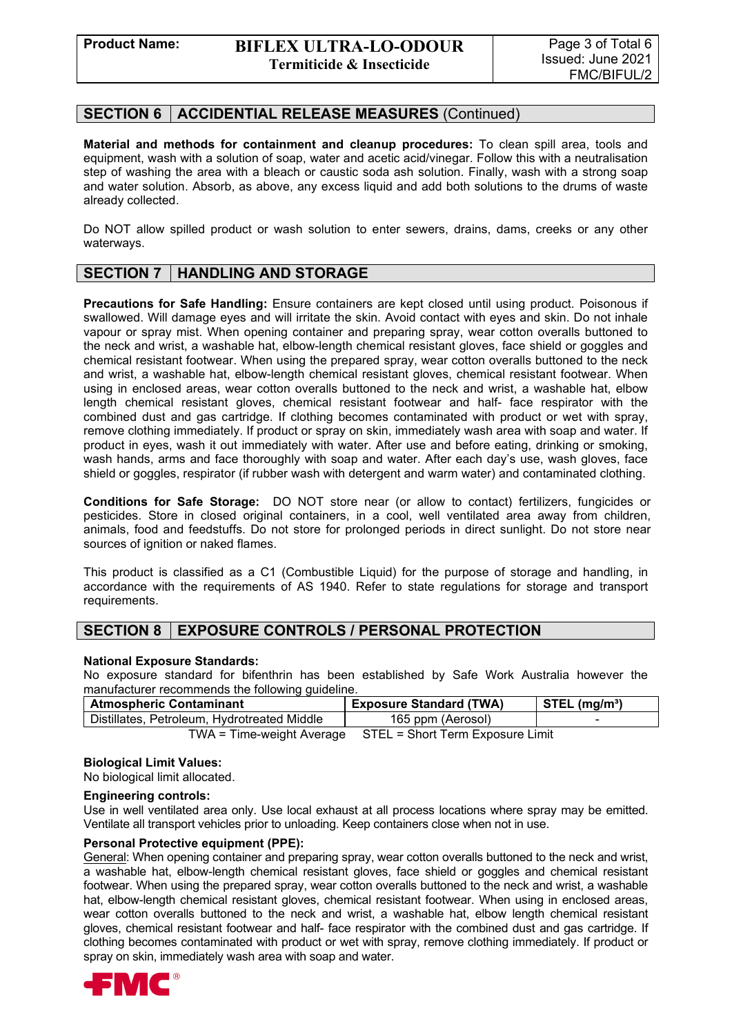## SECTION 6 | ACCIDENTIAL RELEASE MEASURES (Continued)

**Material and methods for containment and cleanup procedures:** To clean spill area, tools and equipment, wash with a solution of soap, water and acetic acid/vinegar. Follow this with a neutralisation step of washing the area with a bleach or caustic soda ash solution. Finally, wash with a strong soap and water solution. Absorb, as above, any excess liquid and add both solutions to the drums of waste already collected.

Do NOT allow spilled product or wash solution to enter sewers, drains, dams, creeks or any other waterways.

## SECTION 7 | HANDLING AND STORAGE

**Precautions for Safe Handling:** Ensure containers are kept closed until using product. Poisonous if swallowed. Will damage eyes and will irritate the skin. Avoid contact with eyes and skin. Do not inhale vapour or spray mist. When opening container and preparing spray, wear cotton overalls buttoned to the neck and wrist, a washable hat, elbow-length chemical resistant gloves, face shield or goggles and chemical resistant footwear. When using the prepared spray, wear cotton overalls buttoned to the neck and wrist, a washable hat, elbow-length chemical resistant gloves, chemical resistant footwear. When using in enclosed areas, wear cotton overalls buttoned to the neck and wrist, a washable hat, elbow length chemical resistant gloves, chemical resistant footwear and half- face respirator with the combined dust and gas cartridge. If clothing becomes contaminated with product or wet with spray, remove clothing immediately. If product or spray on skin, immediately wash area with soap and water. If product in eyes, wash it out immediately with water. After use and before eating, drinking or smoking, wash hands, arms and face thoroughly with soap and water. After each day's use, wash gloves, face shield or goggles, respirator (if rubber wash with detergent and warm water) and contaminated clothing.

**Conditions for Safe Storage:** DO NOT store near (or allow to contact) fertilizers, fungicides or pesticides. Store in closed original containers, in a cool, well ventilated area away from children, animals, food and feedstuffs. Do not store for prolonged periods in direct sunlight. Do not store near sources of ignition or naked flames.

This product is classified as a C1 (Combustible Liquid) for the purpose of storage and handling, in accordance with the requirements of AS 1940. Refer to state regulations for storage and transport requirements.

## SECTION 8 | EXPOSURE CONTROLS / PERSONAL PROTECTION

**National Exposure Standards:**
No exposure standard for bifenthrin has been established by Safe Work Australia however the manufacturer recommends the following guideline.

| Atmospheric Contaminant | Exposure Standard (TWA) | STEL ($mg/m^3$) |
|---|---|---|
| Distillates, Petroleum, Hydrotreated Middle | 165 ppm (Aerosol) | - |

TWA = Time-weight Average STEL = Short Term Exposure Limit

**Biological Limit Values:**
No biological limit allocated.

**Engineering controls:**
Use in well ventilated area only. Use local exhaust at all process locations where spray may be emitted. Ventilate all transport vehicles prior to unloading. Keep containers close when not in use.

**Personal Protective equipment (PPE):**
General: When opening container and preparing spray, wear cotton overalls buttoned to the neck and wrist, a washable hat, elbow-length chemical resistant gloves, face shield or goggles and chemical resistant footwear. When using the prepared spray, wear cotton overalls buttoned to the neck and wrist, a washable hat, elbow-length chemical resistant gloves, chemical resistant footwear. When using in enclosed areas, wear cotton overalls buttoned to the neck and wrist, a washable hat, elbow length chemical resistant gloves, chemical resistant footwear and half- face respirator with the combined dust and gas cartridge. If clothing becomes contaminated with product or wet with spray, remove clothing immediately. If product or spray on skin, immediately wash area with soap and water.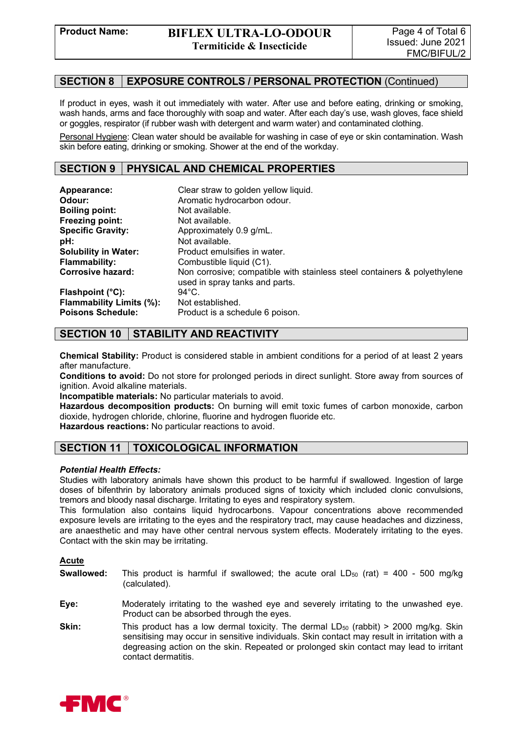## SECTION 8 EXPOSURE CONTROLS / PERSONAL PROTECTION (Continued)

If product in eyes, wash it out immediately with water. After use and before eating, drinking or smoking, wash hands, arms and face thoroughly with soap and water. After each day's use, wash gloves, face shield or goggles, respirator (if rubber wash with detergent and warm water) and contaminated clothing.

Personal Hygiene: Clean water should be available for washing in case of eye or skin contamination. Wash skin before eating, drinking or smoking. Shower at the end of the workday.

## SECTION 9 PHYSICAL AND CHEMICAL PROPERTIES

| | |
|---|---|
| **Appearance:** | Clear straw to golden yellow liquid. |
| **Odour:** | Aromatic hydrocarbon odour. |
| **Boiling point:** | Not available. |
| **Freezing point:** | Not available. |
| **Specific Gravity:** | Approximately 0.9 g/mL. |
| **pH:** | Not available. |
| **Solubility in Water:** | Product emulsifies in water. |
| **Flammability:** | Combustible liquid (C1). |
| **Corrosive hazard:** | Non corrosive; compatible with stainless steel containers & polyethylene used in spray tanks and parts. |
| **Flashpoint (°C):** | 94°C. |
| **Flammability Limits (%):** | Not established. |
| **Poisons Schedule:** | Product is a schedule 6 poison. |

## SECTION 10 STABILITY AND REACTIVITY

**Chemical Stability:** Product is considered stable in ambient conditions for a period of at least 2 years after manufacture.

**Conditions to avoid:** Do not store for prolonged periods in direct sunlight. Store away from sources of ignition. Avoid alkaline materials.

**Incompatible materials:** No particular materials to avoid.

**Hazardous decomposition products:** On burning will emit toxic fumes of carbon monoxide, carbon dioxide, hydrogen chloride, chlorine, fluorine and hydrogen fluoride etc.

**Hazardous reactions:** No particular reactions to avoid.

## SECTION 11 TOXICOLOGICAL INFORMATION

***Potential Health Effects:***

Studies with laboratory animals have shown this product to be harmful if swallowed. Ingestion of large doses of bifenthrin by laboratory animals produced signs of toxicity which included clonic convulsions, tremors and bloody nasal discharge. Irritating to eyes and respiratory system.

This formulation also contains liquid hydrocarbons. Vapour concentrations above recommended exposure levels are irritating to the eyes and the respiratory tract, may cause headaches and dizziness, are anaesthetic and may have other central nervous system effects. Moderately irritating to the eyes. Contact with the skin may be irritating.

**Acute**

**Swallowed:** This product is harmful if swallowed; the acute oral $LD_{50}$ (rat) = 400 - 500 mg/kg (calculated).

**Eye:** Moderately irritating to the washed eye and severely irritating to the unwashed eye. Product can be absorbed through the eyes.

**Skin:** This product has a low dermal toxicity. The dermal $LD_{50}$ (rabbit) > 2000 mg/kg. Skin sensitising may occur in sensitive individuals. Skin contact may result in irritation with a degreasing action on the skin. Repeated or prolonged skin contact may lead to irritant contact dermatitis.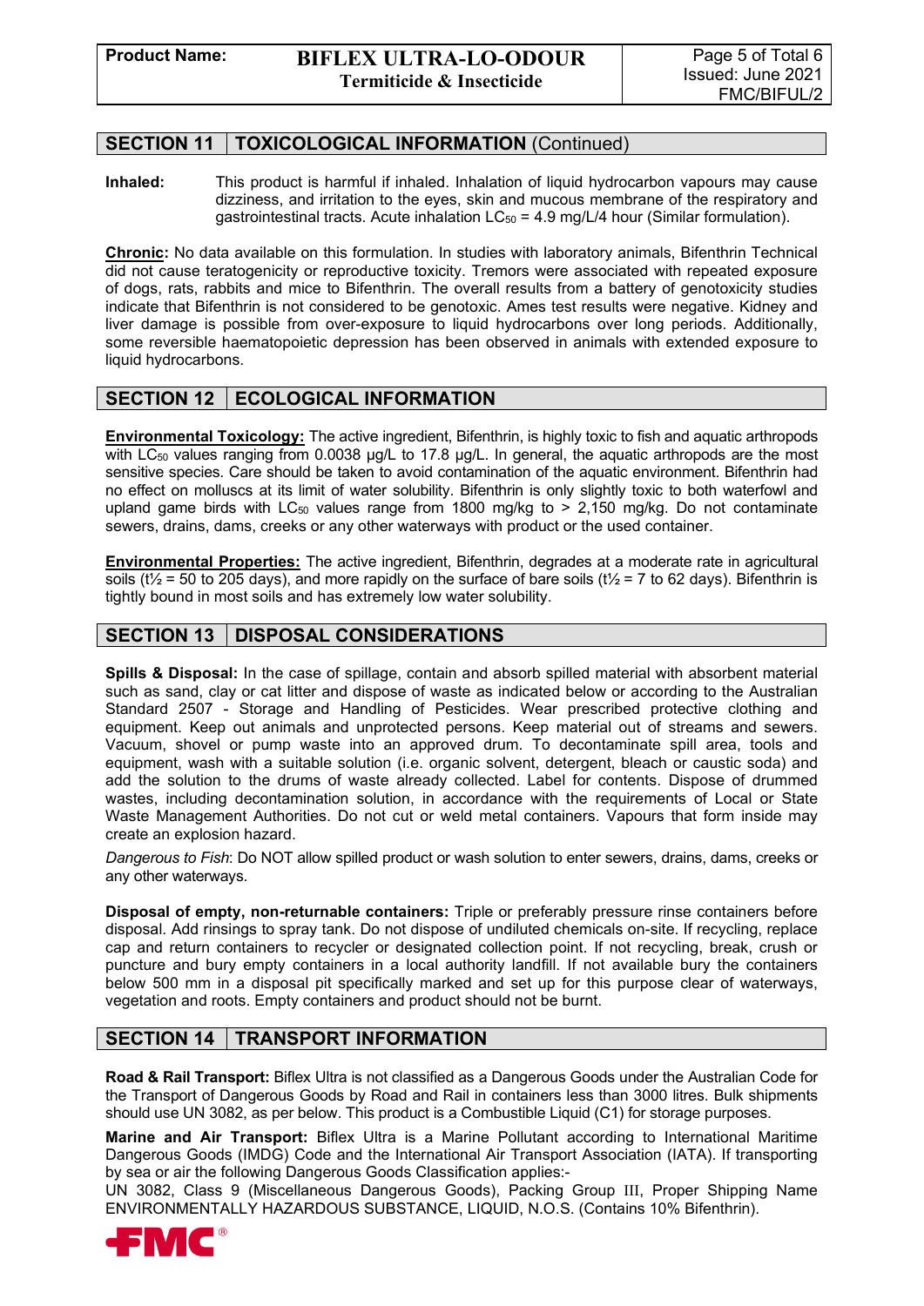## SECTION 11 TOXICOLOGICAL INFORMATION (Continued)

**Inhaled:** This product is harmful if inhaled. Inhalation of liquid hydrocarbon vapours may cause dizziness, and irritation to the eyes, skin and mucous membrane of the respiratory and gastrointestinal tracts. Acute inhalation $LC_{50}$ = 4.9 mg/L/4 hour (Similar formulation).

**Chronic:** No data available on this formulation. In studies with laboratory animals, Bifenthrin Technical did not cause teratogenicity or reproductive toxicity. Tremors were associated with repeated exposure of dogs, rats, rabbits and mice to Bifenthrin. The overall results from a battery of genotoxicity studies indicate that Bifenthrin is not considered to be genotoxic. Ames test results were negative. Kidney and liver damage is possible from over-exposure to liquid hydrocarbons over long periods. Additionally, some reversible haematopoietic depression has been observed in animals with extended exposure to liquid hydrocarbons.

## SECTION 12 ECOLOGICAL INFORMATION

**Environmental Toxicology:** The active ingredient, Bifenthrin, is highly toxic to fish and aquatic arthropods with $LC_{50}$ values ranging from 0.0038 µg/L to 17.8 µg/L. In general, the aquatic arthropods are the most sensitive species. Care should be taken to avoid contamination of the aquatic environment. Bifenthrin had no effect on molluscs at its limit of water solubility. Bifenthrin is only slightly toxic to both waterfowl and upland game birds with $LC_{50}$ values range from 1800 mg/kg to > 2,150 mg/kg. Do not contaminate sewers, drains, dams, creeks or any other waterways with product or the used container.

**Environmental Properties:** The active ingredient, Bifenthrin, degrades at a moderate rate in agricultural soils ($t½$ = 50 to 205 days), and more rapidly on the surface of bare soils ($t½$ = 7 to 62 days). Bifenthrin is tightly bound in most soils and has extremely low water solubility.

## SECTION 13 DISPOSAL CONSIDERATIONS

**Spills & Disposal:** In the case of spillage, contain and absorb spilled material with absorbent material such as sand, clay or cat litter and dispose of waste as indicated below or according to the Australian Standard 2507 - Storage and Handling of Pesticides. Wear prescribed protective clothing and equipment. Keep out animals and unprotected persons. Keep material out of streams and sewers. Vacuum, shovel or pump waste into an approved drum. To decontaminate spill area, tools and equipment, wash with a suitable solution (i.e. organic solvent, detergent, bleach or caustic soda) and add the solution to the drums of waste already collected. Label for contents. Dispose of drummed wastes, including decontamination solution, in accordance with the requirements of Local or State Waste Management Authorities. Do not cut or weld metal containers. Vapours that form inside may create an explosion hazard.

*Dangerous to Fish*: Do NOT allow spilled product or wash solution to enter sewers, drains, dams, creeks or any other waterways.

**Disposal of empty, non-returnable containers:** Triple or preferably pressure rinse containers before disposal. Add rinsings to spray tank. Do not dispose of undiluted chemicals on-site. If recycling, replace cap and return containers to recycler or designated collection point. If not recycling, break, crush or puncture and bury empty containers in a local authority landfill. If not available bury the containers below 500 mm in a disposal pit specifically marked and set up for this purpose clear of waterways, vegetation and roots. Empty containers and product should not be burnt.

## SECTION 14 TRANSPORT INFORMATION

**Road & Rail Transport:** Biflex Ultra is not classified as a Dangerous Goods under the Australian Code for the Transport of Dangerous Goods by Road and Rail in containers less than 3000 litres. Bulk shipments should use UN 3082, as per below. This product is a Combustible Liquid (C1) for storage purposes.

**Marine and Air Transport:** Biflex Ultra is a Marine Pollutant according to International Maritime Dangerous Goods (IMDG) Code and the International Air Transport Association (IATA). If transporting by sea or air the following Dangerous Goods Classification applies:-

UN 3082, Class 9 (Miscellaneous Dangerous Goods), Packing Group III, Proper Shipping Name ENVIRONMENTALLY HAZARDOUS SUBSTANCE, LIQUID, N.O.S. (Contains 10% Bifenthrin).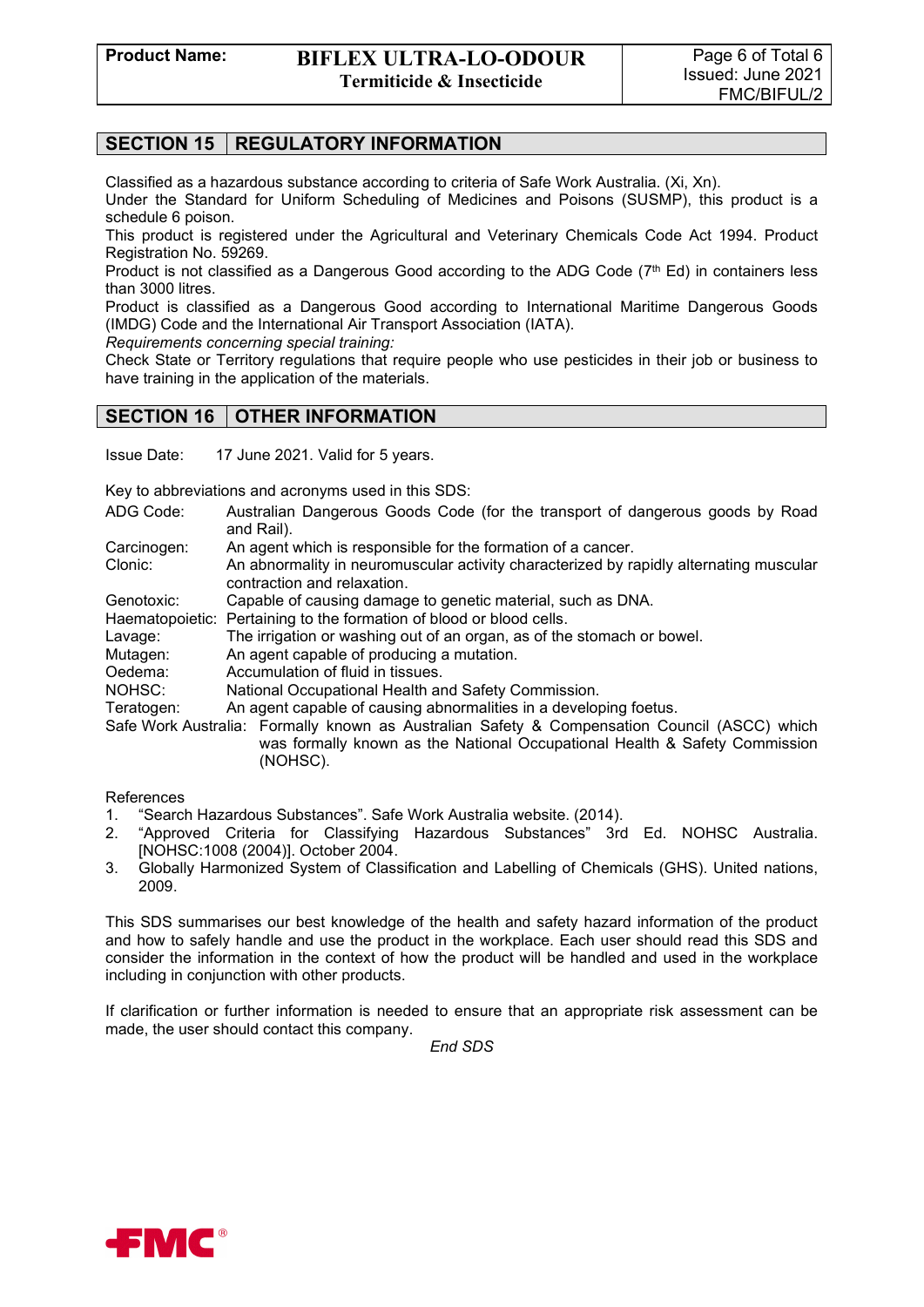## SECTION 15 REGULATORY INFORMATION

Classified as a hazardous substance according to criteria of Safe Work Australia. (Xi, Xn).
Under the Standard for Uniform Scheduling of Medicines and Poisons (SUSMP), this product is a schedule 6 poison.
This product is registered under the Agricultural and Veterinary Chemicals Code Act 1994. Product Registration No. 59269.
Product is not classified as a Dangerous Good according to the ADG Code (7th Ed) in containers less than 3000 litres.
Product is classified as a Dangerous Good according to International Maritime Dangerous Goods (IMDG) Code and the International Air Transport Association (IATA).
*Requirements concerning special training:*
Check State or Territory regulations that require people who use pesticides in their job or business to have training in the application of the materials.

## SECTION 16 OTHER INFORMATION

Issue Date: 17 June 2021. Valid for 5 years.

Key to abbreviations and acronyms used in this SDS:

| | |
|---|---|
| ADG Code: | Australian Dangerous Goods Code (for the transport of dangerous goods by Road and Rail). |
| Carcinogen: | An agent which is responsible for the formation of a cancer. |
| Clonic: | An abnormality in neuromuscular activity characterized by rapidly alternating muscular contraction and relaxation. |
| Genotoxic: | Capable of causing damage to genetic material, such as DNA. |
| Haematopoietic: | Pertaining to the formation of blood or blood cells. |
| Lavage: | The irrigation or washing out of an organ, as of the stomach or bowel. |
| Mutagen: | An agent capable of producing a mutation. |
| Oedema: | Accumulation of fluid in tissues. |
| NOHSC: | National Occupational Health and Safety Commission. |
| Teratogen: | An agent capable of causing abnormalities in a developing foetus. |
| Safe Work Australia: | Formally known as Australian Safety & Compensation Council (ASCC) which was formally known as the National Occupational Health & Safety Commission (NOHSC). |

References

1. "Search Hazardous Substances". Safe Work Australia website. (2014).
2. "Approved Criteria for Classifying Hazardous Substances" 3rd Ed. NOHSC Australia. [NOHSC:1008 (2004)]. October 2004.
3. Globally Harmonized System of Classification and Labelling of Chemicals (GHS). United nations, 2009.

This SDS summarises our best knowledge of the health and safety hazard information of the product and how to safely handle and use the product in the workplace. Each user should read this SDS and consider the information in the context of how the product will be handled and used in the workplace including in conjunction with other products.

If clarification or further information is needed to ensure that an appropriate risk assessment can be made, the user should contact this company.

*End SDS*